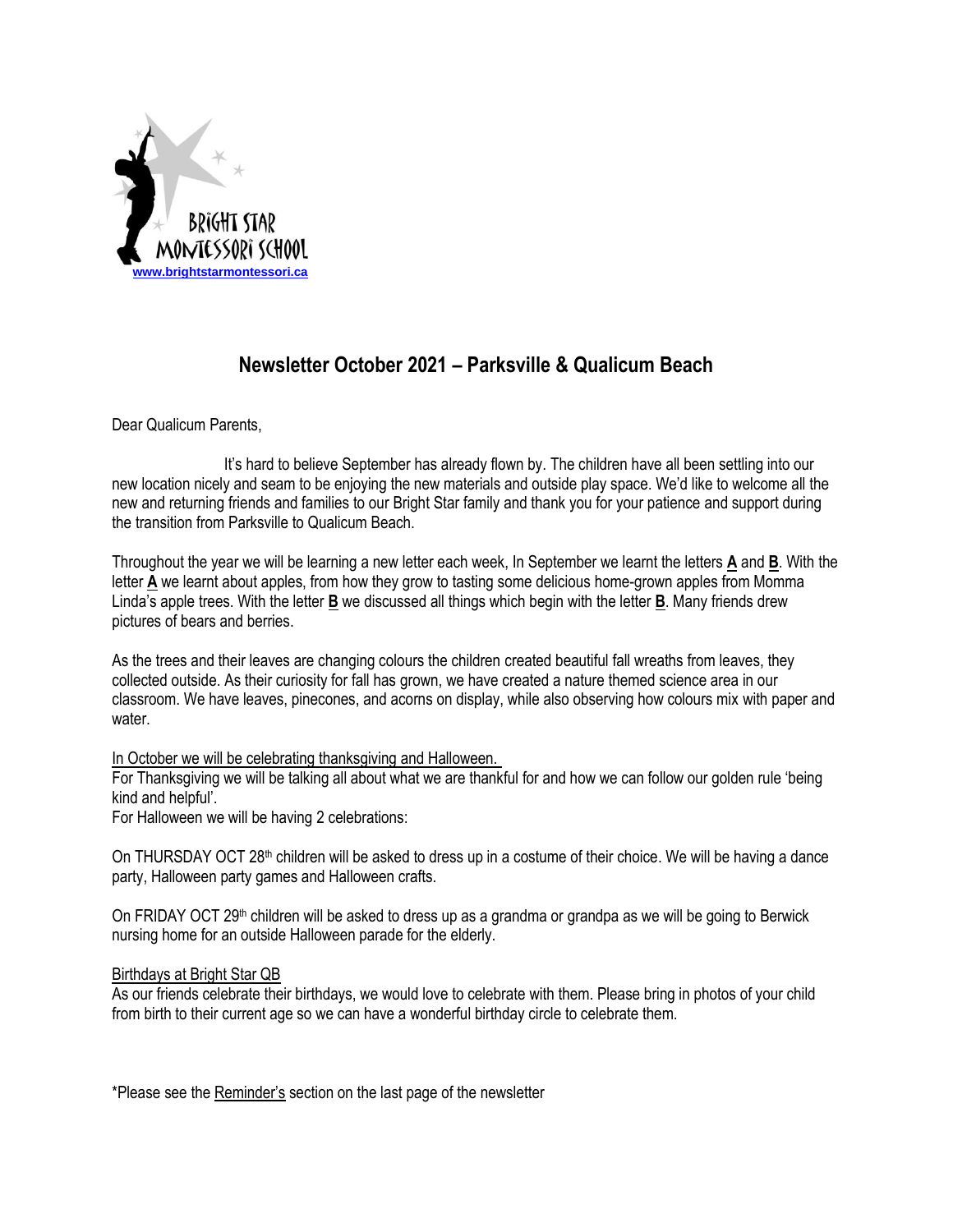BRIGHT STAR MONTESSORI SCHOOL
www.brightstarmontessori.ca

## Newsletter October 2021 – Parksville & Qualicum Beach

Dear Qualicum Parents,

It's hard to believe September has already flown by. The children have all been settling into our new location nicely and seam to be enjoying the new materials and outside play space. We'd like to welcome all the new and returning friends and families to our Bright Star family and thank you for your patience and support during the transition from Parksville to Qualicum Beach.

Throughout the year we will be learning a new letter each week, In September we learnt the letters **A** and **B**. With the letter **A** we learnt about apples, from how they grow to tasting some delicious home-grown apples from Momma Linda's apple trees. With the letter **B** we discussed all things which begin with the letter **B**. Many friends drew pictures of bears and berries.

As the trees and their leaves are changing colours the children created beautiful fall wreaths from leaves, they collected outside. As their curiosity for fall has grown, we have created a nature themed science area in our classroom. We have leaves, pinecones, and acorns on display, while also observing how colours mix with paper and water.

In October we will be celebrating thanksgiving and Halloween.

For Thanksgiving we will be talking all about what we are thankful for and how we can follow our golden rule 'being kind and helpful'.

For Halloween we will be having 2 celebrations:

On THURSDAY OCT 28th children will be asked to dress up in a costume of their choice. We will be having a dance party, Halloween party games and Halloween crafts.

On FRIDAY OCT 29th children will be asked to dress up as a grandma or grandpa as we will be going to Berwick nursing home for an outside Halloween parade for the elderly.

Birthdays at Bright Star QB

As our friends celebrate their birthdays, we would love to celebrate with them. Please bring in photos of your child from birth to their current age so we can have a wonderful birthday circle to celebrate them.

*Please see the Reminder's section on the last page of the newsletter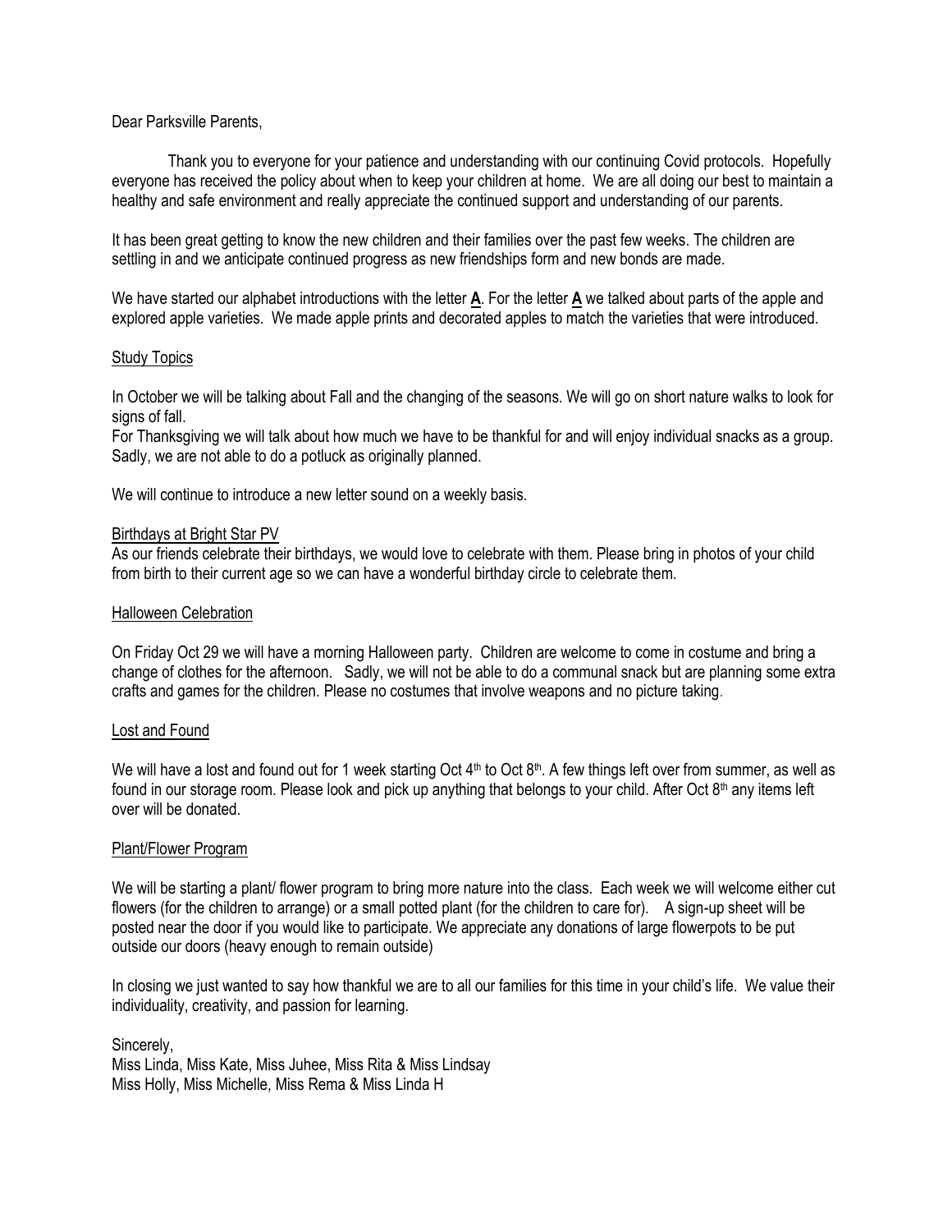Dear Parksville Parents,

Thank you to everyone for your patience and understanding with our continuing Covid protocols. Hopefully everyone has received the policy about when to keep your children at home. We are all doing our best to maintain a healthy and safe environment and really appreciate the continued support and understanding of our parents.

It has been great getting to know the new children and their families over the past few weeks. The children are settling in and we anticipate continued progress as new friendships form and new bonds are made.

We have started our alphabet introductions with the letter <u>**A**</u>. For the letter <u>**A**</u> we talked about parts of the apple and explored apple varieties. We made apple prints and decorated apples to match the varieties that were introduced.

<u>Study Topics</u>

In October we will be talking about Fall and the changing of the seasons. We will go on short nature walks to look for signs of fall.
For Thanksgiving we will talk about how much we have to be thankful for and will enjoy individual snacks as a group. Sadly, we are not able to do a potluck as originally planned.

We will continue to introduce a new letter sound on a weekly basis.

<u>Birthdays at Bright Star PV</u>
As our friends celebrate their birthdays, we would love to celebrate with them. Please bring in photos of your child from birth to their current age so we can have a wonderful birthday circle to celebrate them.

<u>Halloween Celebration</u>

On Friday Oct 29 we will have a morning Halloween party. Children are welcome to come in costume and bring a change of clothes for the afternoon. Sadly, we will not be able to do a communal snack but are planning some extra crafts and games for the children. Please no costumes that involve weapons and no picture taking.

<u>Lost and Found</u>

We will have a lost and found out for 1 week starting Oct 4th to Oct 8th. A few things left over from summer, as well as found in our storage room. Please look and pick up anything that belongs to your child. After Oct 8th any items left over will be donated.

<u>Plant/Flower Program</u>

We will be starting a plant/ flower program to bring more nature into the class. Each week we will welcome either cut flowers (for the children to arrange) or a small potted plant (for the children to care for). A sign-up sheet will be posted near the door if you would like to participate. We appreciate any donations of large flowerpots to be put outside our doors (heavy enough to remain outside)

In closing we just wanted to say how thankful we are to all our families for this time in your child's life. We value their individuality, creativity, and passion for learning.

Sincerely,
Miss Linda, Miss Kate, Miss Juhee, Miss Rita & Miss Lindsay
Miss Holly, Miss Michelle, Miss Rema & Miss Linda H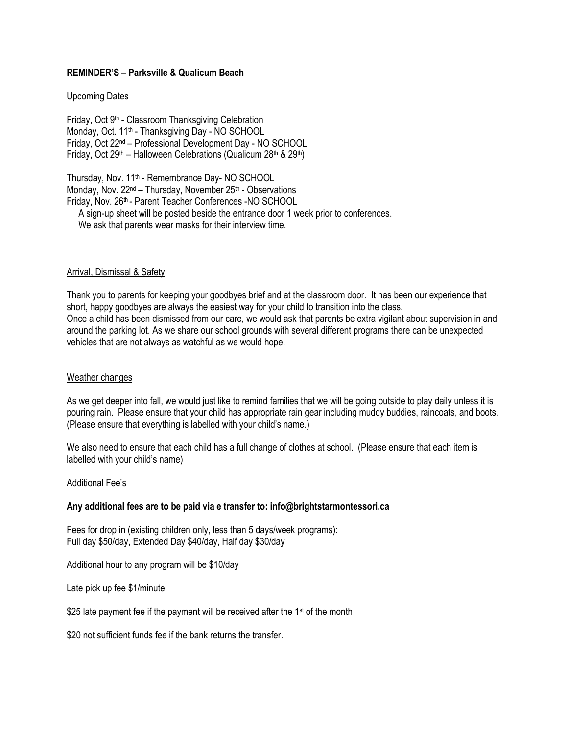**REMINDER'S – Parksville & Qualicum Beach**

Upcoming Dates

Friday, Oct 9th - Classroom Thanksgiving Celebration
Monday, Oct. 11th - Thanksgiving Day - NO SCHOOL
Friday, Oct 22nd – Professional Development Day - NO SCHOOL
Friday, Oct 29th – Halloween Celebrations (Qualicum 28th & 29th)

Thursday, Nov. 11th - Remembrance Day- NO SCHOOL
Monday, Nov. 22nd – Thursday, November 25th - Observations
Friday, Nov. 26th - Parent Teacher Conferences -NO SCHOOL
A sign-up sheet will be posted beside the entrance door 1 week prior to conferences.
We ask that parents wear masks for their interview time.

Arrival, Dismissal & Safety

Thank you to parents for keeping your goodbyes brief and at the classroom door. It has been our experience that short, happy goodbyes are always the easiest way for your child to transition into the class.
Once a child has been dismissed from our care, we would ask that parents be extra vigilant about supervision in and around the parking lot. As we share our school grounds with several different programs there can be unexpected vehicles that are not always as watchful as we would hope.

Weather changes

As we get deeper into fall, we would just like to remind families that we will be going outside to play daily unless it is pouring rain. Please ensure that your child has appropriate rain gear including muddy buddies, raincoats, and boots. (Please ensure that everything is labelled with your child's name.)

We also need to ensure that each child has a full change of clothes at school. (Please ensure that each item is labelled with your child's name)

Additional Fee's

**Any additional fees are to be paid via e transfer to: info@brightstarmontessori.ca**

Fees for drop in (existing children only, less than 5 days/week programs):
Full day $50/day, Extended Day $40/day, Half day $30/day

Additional hour to any program will be $10/day

Late pick up fee $1/minute

$25 late payment fee if the payment will be received after the 1st of the month

$20 not sufficient funds fee if the bank returns the transfer.